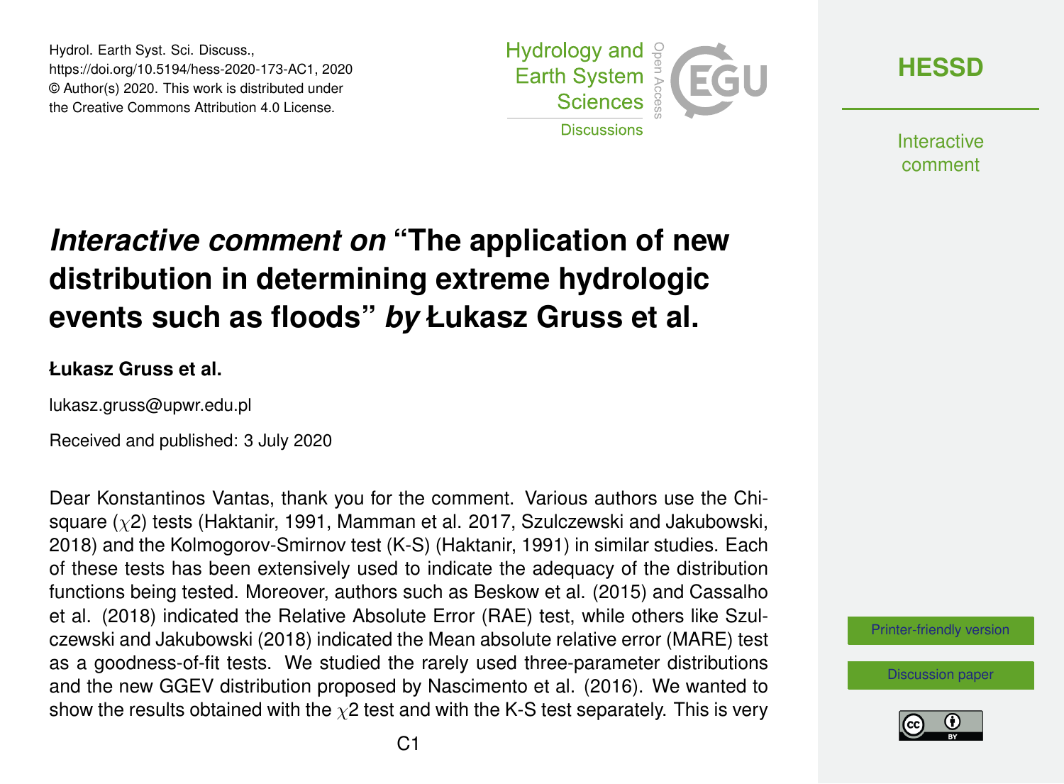# *Interactive comment on* "The application of new distribution in determining extreme hydrologic events such as floods" *by* Łukasz Gruss et al.

**Łukasz Gruss et al.**

lukasz.gruss@upwr.edu.pl

Received and published: 3 July 2020

Dear Konstantinos Vantas, thank you for the comment. Various authors use the Chi-square ($\chi$2) tests (Haktanir, 1991, Mamman et al. 2017, Szulczewski and Jakubowski, 2018) and the Kolmogorov-Smirnov test (K-S) (Haktanir, 1991) in similar studies. Each of these tests has been extensively used to indicate the adequacy of the distribution functions being tested. Moreover, authors such as Beskow et al. (2015) and Cassalho et al. (2018) indicated the Relative Absolute Error (RAE) test, while others like Szulczewski and Jakubowski (2018) indicated the Mean absolute relative error (MARE) test as a goodness-of-fit tests. We studied the rarely used three-parameter distributions and the new GGEV distribution proposed by Nascimento et al. (2016). We wanted to show the results obtained with the $\chi$2 test and with the K-S test separately. This is very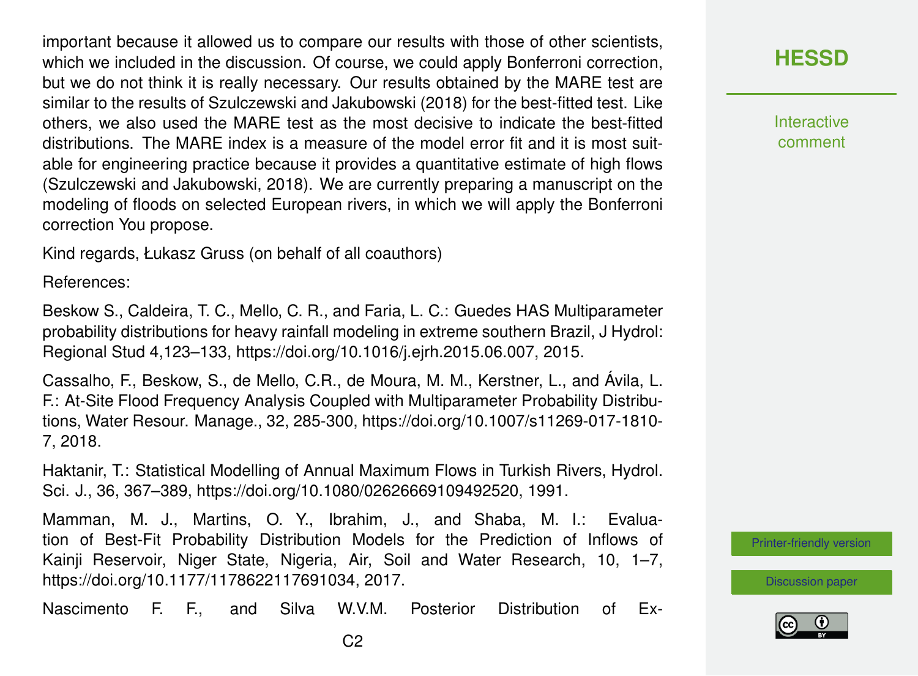important because it allowed us to compare our results with those of other scientists, which we included in the discussion. Of course, we could apply Bonferroni correction, but we do not think it is really necessary. Our results obtained by the MARE test are similar to the results of Szulczewski and Jakubowski (2018) for the best-fitted test. Like others, we also used the MARE test as the most decisive to indicate the best-fitted distributions. The MARE index is a measure of the model error fit and it is most suitable for engineering practice because it provides a quantitative estimate of high flows (Szulczewski and Jakubowski, 2018). We are currently preparing a manuscript on the modeling of floods on selected European rivers, in which we will apply the Bonferroni correction You propose.

Kind regards, Łukasz Gruss (on behalf of all coauthors)

References:

Beskow S., Caldeira, T. C., Mello, C. R., and Faria, L. C.: Guedes HAS Multiparameter probability distributions for heavy rainfall modeling in extreme southern Brazil, J Hydrol: Regional Stud 4,123–133, https://doi.org/10.1016/j.ejrh.2015.06.007, 2015.

Cassalho, F., Beskow, S., de Mello, C.R., de Moura, M. M., Kerstner, L., and Ávila, L. F.: At-Site Flood Frequency Analysis Coupled with Multiparameter Probability Distributions, Water Resour. Manage., 32, 285-300, https://doi.org/10.1007/s11269-017-1810-7, 2018.

Haktanir, T.: Statistical Modelling of Annual Maximum Flows in Turkish Rivers, Hydrol. Sci. J., 36, 367–389, https://doi.org/10.1080/02626669109492520, 1991.

Mamman, M. J., Martins, O. Y., Ibrahim, J., and Shaba, M. I.: Evaluation of Best-Fit Probability Distribution Models for the Prediction of Inflows of Kainji Reservoir, Niger State, Nigeria, Air, Soil and Water Research, 10, 1–7, https://doi.org/10.1177/1178622117691034, 2017.

Nascimento F. F., and Silva W.V.M. Posterior Distribution of Ex-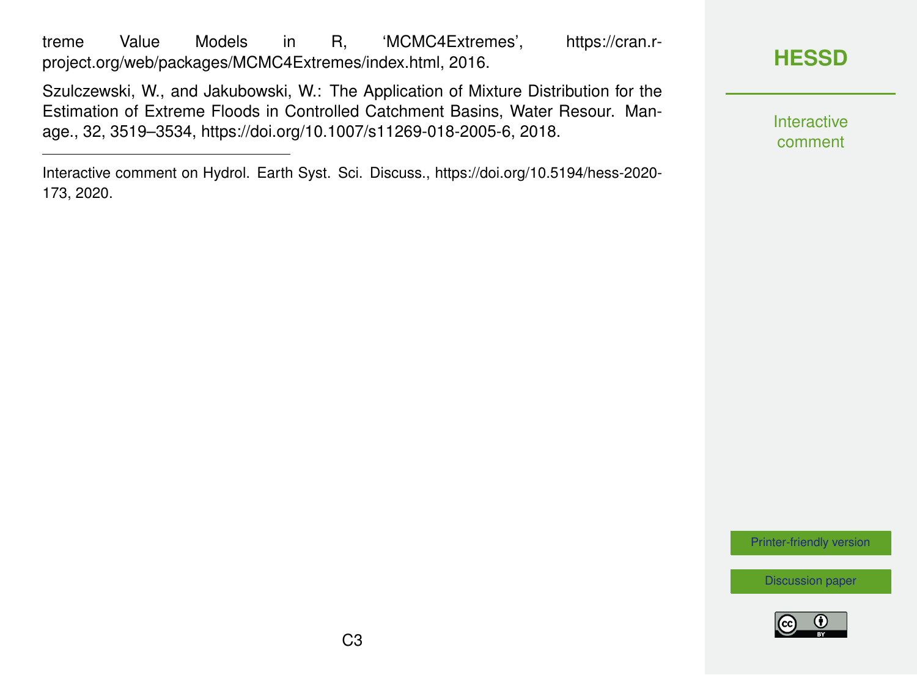treme Value Models in R, 'MCMC4Extremes', https://cran.r-project.org/web/packages/MCMC4Extremes/index.html, 2016.

Szulczewski, W., and Jakubowski, W.: The Application of Mixture Distribution for the Estimation of Extreme Floods in Controlled Catchment Basins, Water Resour. Manage., 32, 3519–3534, https://doi.org/10.1007/s11269-018-2005-6, 2018.

---

Interactive comment on Hydrol. Earth Syst. Sci. Discuss., https://doi.org/10.5194/hess-2020-173, 2020.